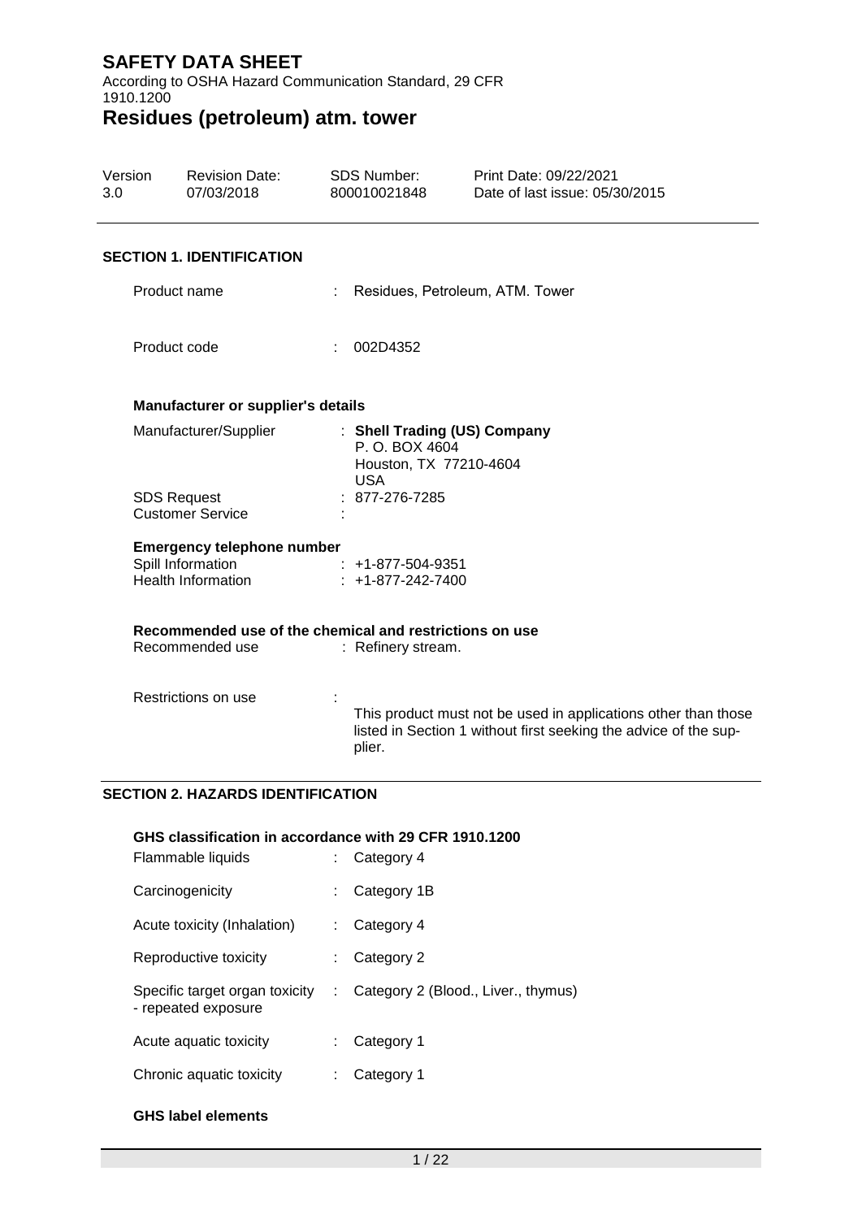# SAFETY DATA SHEET

According to OSHA Hazard Communication Standard, 29 CFR 1910.1200

# Residues (petroleum) atm. tower

| Version | Revision Date: | SDS Number: | Print Date: 09/22/2021 |
|---|---|---|---|
| 3.0 | 07/03/2018 | 800010021848 | Date of last issue: 05/30/2015 |

## SECTION 1. IDENTIFICATION

Product name : Residues, Petroleum, ATM. Tower

Product code : 002D4352

### Manufacturer or supplier's details

Manufacturer/Supplier : **Shell Trading (US) Company**
P. O. BOX 4604
Houston, TX 77210-4604
USA

SDS Request : 877-276-7285
Customer Service :

### Emergency telephone number

Spill Information : +1-877-504-9351
Health Information : +1-877-242-7400

### Recommended use of the chemical and restrictions on use

Recommended use : Refinery stream.

Restrictions on use : This product must not be used in applications other than those listed in Section 1 without first seeking the advice of the supplier.

## SECTION 2. HAZARDS IDENTIFICATION

### GHS classification in accordance with 29 CFR 1910.1200

Flammable liquids : Category 4

Carcinogenicity : Category 1B

Acute toxicity (Inhalation) : Category 4

Reproductive toxicity : Category 2

Specific target organ toxicity - repeated exposure : Category 2 (Blood., Liver., thymus)

Acute aquatic toxicity : Category 1

Chronic aquatic toxicity : Category 1

### GHS label elements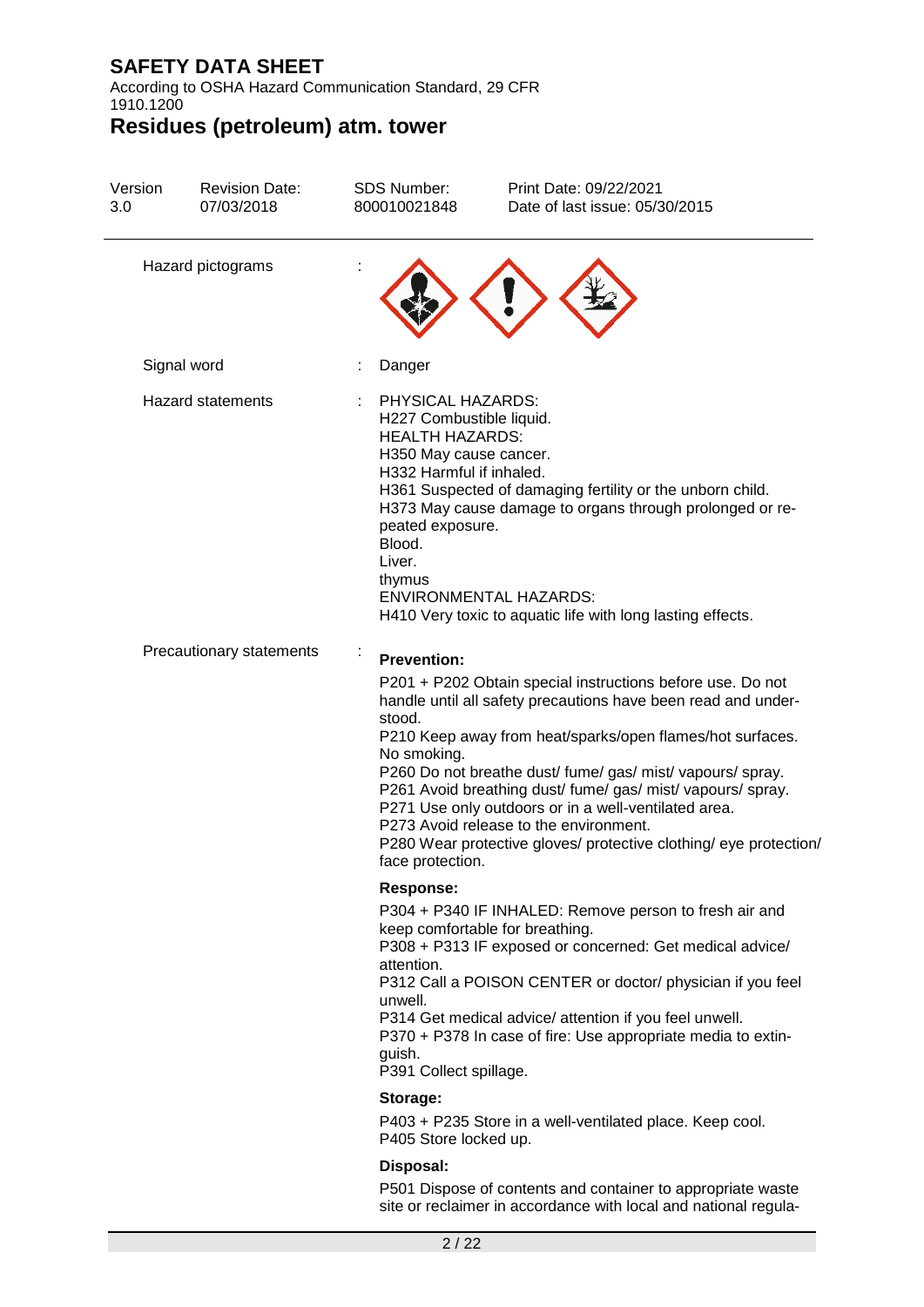| | | |
|---|---|---|
| Hazard pictograms | : | |
| Signal word | : | Danger |
| Hazard statements | : | PHYSICAL HAZARDS:<br>H227 Combustible liquid.<br>HEALTH HAZARDS:<br>H350 May cause cancer.<br>H332 Harmful if inhaled.<br>H361 Suspected of damaging fertility or the unborn child.<br>H373 May cause damage to organs through prolonged or repeated exposure.<br>Blood.<br>Liver.<br>thymus<br>ENVIRONMENTAL HAZARDS:<br>H410 Very toxic to aquatic life with long lasting effects. |
| Precautionary statements | : | **Prevention:**<br>P201 + P202 Obtain special instructions before use. Do not handle until all safety precautions have been read and understood.<br>P210 Keep away from heat/sparks/open flames/hot surfaces. No smoking.<br>P260 Do not breathe dust/ fume/ gas/ mist/ vapours/ spray.<br>P261 Avoid breathing dust/ fume/ gas/ mist/ vapours/ spray.<br>P271 Use only outdoors or in a well-ventilated area.<br>P273 Avoid release to the environment.<br>P280 Wear protective gloves/ protective clothing/ eye protection/ face protection.<br>**Response:**<br>P304 + P340 IF INHALED: Remove person to fresh air and keep comfortable for breathing.<br>P308 + P313 IF exposed or concerned: Get medical advice/ attention.<br>P312 Call a POISON CENTER or doctor/ physician if you feel unwell.<br>P314 Get medical advice/ attention if you feel unwell.<br>P370 + P378 In case of fire: Use appropriate media to extinguish.<br>P391 Collect spillage.<br>**Storage:**<br>P403 + P235 Store in a well-ventilated place. Keep cool.<br>P405 Store locked up.<br>**Disposal:**<br>P501 Dispose of contents and container to appropriate waste site or reclaimer in accordance with local and national regula- |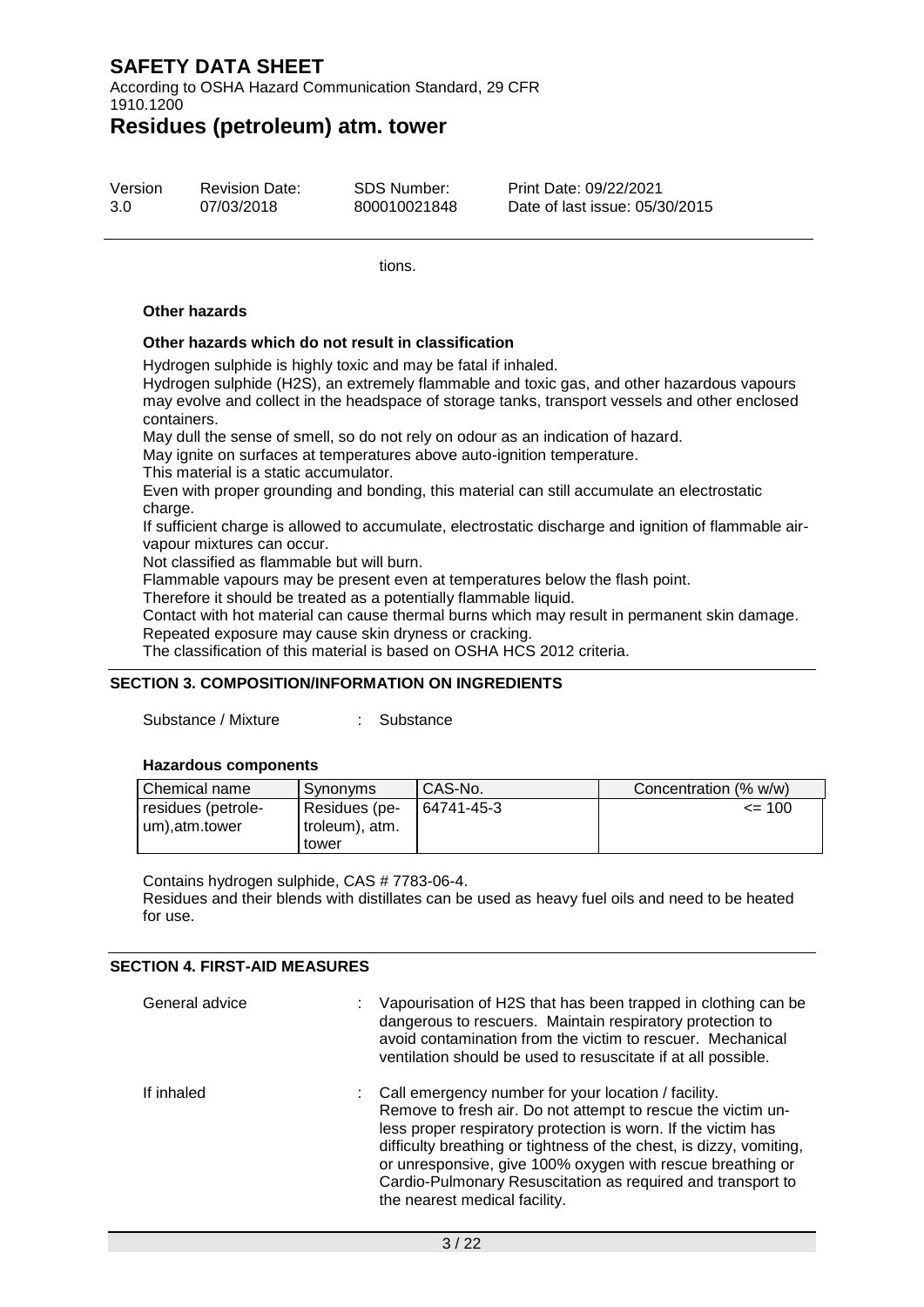tions.

**Other hazards**

**Other hazards which do not result in classification**

Hydrogen sulphide is highly toxic and may be fatal if inhaled.
Hydrogen sulphide ($H_2S$), an extremely flammable and toxic gas, and other hazardous vapours may evolve and collect in the headspace of storage tanks, transport vessels and other enclosed containers.
May dull the sense of smell, so do not rely on odour as an indication of hazard.
May ignite on surfaces at temperatures above auto-ignition temperature.
This material is a static accumulator.
Even with proper grounding and bonding, this material can still accumulate an electrostatic charge.
If sufficient charge is allowed to accumulate, electrostatic discharge and ignition of flammable air-vapour mixtures can occur.
Not classified as flammable but will burn.
Flammable vapours may be present even at temperatures below the flash point.
Therefore it should be treated as a potentially flammable liquid.
Contact with hot material can cause thermal burns which may result in permanent skin damage.
Repeated exposure may cause skin dryness or cracking.
The classification of this material is based on OSHA HCS 2012 criteria.

## SECTION 3. COMPOSITION/INFORMATION ON INGREDIENTS

Substance / Mixture : Substance

**Hazardous components**

| Chemical name | Synonyms | CAS-No. | Concentration (% w/w) |
|---|---|---|---|
| residues (petroleum),atm.tower | Residues (petroleum), atm. tower | 64741-45-3 | <= 100 |

Contains hydrogen sulphide, CAS # 7783-06-4.
Residues and their blends with distillates can be used as heavy fuel oils and need to be heated for use.

## SECTION 4. FIRST-AID MEASURES

General advice : Vapourisation of $H_2S$ that has been trapped in clothing can be dangerous to rescuers. Maintain respiratory protection to avoid contamination from the victim to rescuer. Mechanical ventilation should be used to resuscitate if at all possible.

If inhaled : Call emergency number for your location / facility. Remove to fresh air. Do not attempt to rescue the victim unless proper respiratory protection is worn. If the victim has difficulty breathing or tightness of the chest, is dizzy, vomiting, or unresponsive, give 100% oxygen with rescue breathing or Cardio-Pulmonary Resuscitation as required and transport to the nearest medical facility.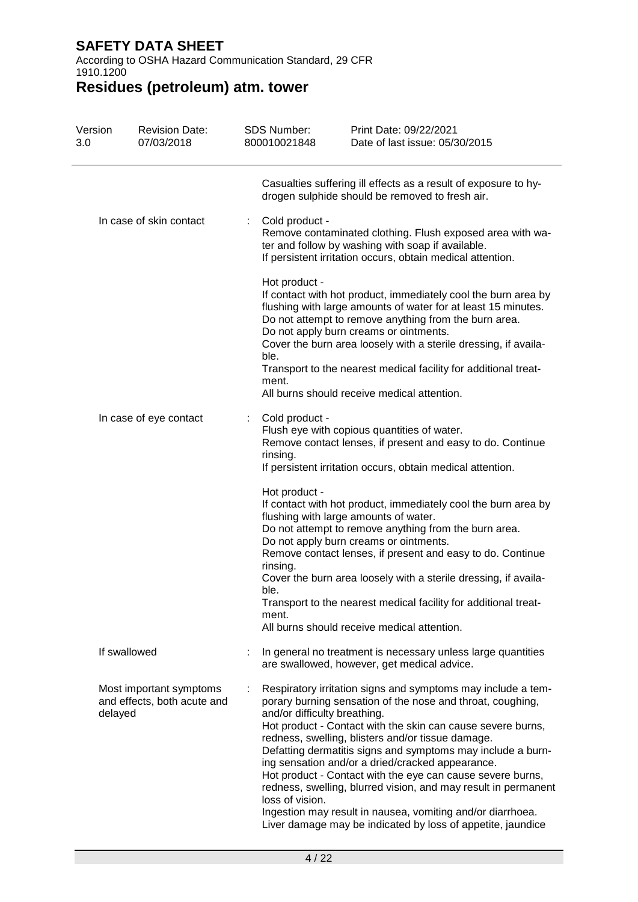Casualties suffering ill effects as a result of exposure to hydrogen sulphide should be removed to fresh air.

| | |
|---|---|
| In case of skin contact | : Cold product -<br>Remove contaminated clothing. Flush exposed area with water and follow by washing with soap if available.<br>If persistent irritation occurs, obtain medical attention.<br><br>Hot product -<br>If contact with hot product, immediately cool the burn area by flushing with large amounts of water for at least 15 minutes.<br>Do not attempt to remove anything from the burn area.<br>Do not apply burn creams or ointments.<br>Cover the burn area loosely with a sterile dressing, if available.<br>Transport to the nearest medical facility for additional treatment.<br>All burns should receive medical attention. |
| In case of eye contact | : Cold product -<br>Flush eye with copious quantities of water.<br>Remove contact lenses, if present and easy to do. Continue rinsing.<br>If persistent irritation occurs, obtain medical attention.<br><br>Hot product -<br>If contact with hot product, immediately cool the burn area by flushing with large amounts of water.<br>Do not attempt to remove anything from the burn area.<br>Do not apply burn creams or ointments.<br>Remove contact lenses, if present and easy to do. Continue rinsing.<br>Cover the burn area loosely with a sterile dressing, if available.<br>Transport to the nearest medical facility for additional treatment.<br>All burns should receive medical attention. |
| If swallowed | : In general no treatment is necessary unless large quantities are swallowed, however, get medical advice. |
| Most important symptoms and effects, both acute and delayed | : Respiratory irritation signs and symptoms may include a temporary burning sensation of the nose and throat, coughing, and/or difficulty breathing.<br>Hot product - Contact with the skin can cause severe burns, redness, swelling, blisters and/or tissue damage.<br>Defatting dermatitis signs and symptoms may include a burning sensation and/or a dried/cracked appearance.<br>Hot product - Contact with the eye can cause severe burns, redness, swelling, blurred vision, and may result in permanent loss of vision.<br>Ingestion may result in nausea, vomiting and/or diarrhoea.<br>Liver damage may be indicated by loss of appetite, jaundice |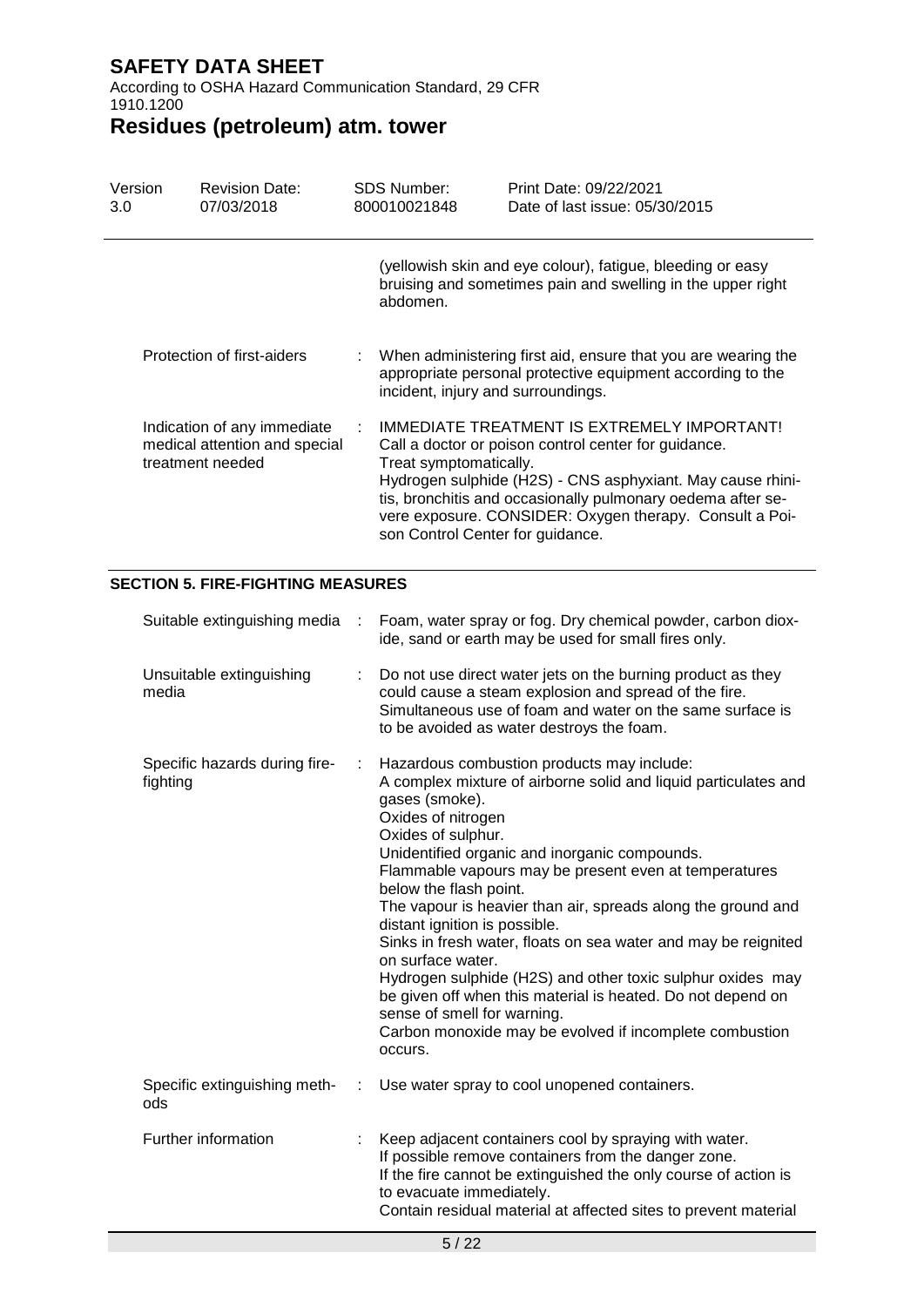(yellowish skin and eye colour), fatigue, bleeding or easy bruising and sometimes pain and swelling in the upper right abdomen.

| | | |
|---|---|---|
| Protection of first-aiders | : | When administering first aid, ensure that you are wearing the appropriate personal protective equipment according to the incident, injury and surroundings. |
| Indication of any immediate medical attention and special treatment needed | : | IMMEDIATE TREATMENT IS EXTREMELY IMPORTANT! Call a doctor or poison control center for guidance. Treat symptomatically. Hydrogen sulphide ($H_2S$) - CNS asphyxiant. May cause rhinitis, bronchitis and occasionally pulmonary oedema after severe exposure. CONSIDER: Oxygen therapy. Consult a Poison Control Center for guidance. |

## SECTION 5. FIRE-FIGHTING MEASURES

| | | |
|---|---|---|
| Suitable extinguishing media | : | Foam, water spray or fog. Dry chemical powder, carbon dioxide, sand or earth may be used for small fires only. |
| Unsuitable extinguishing media | : | Do not use direct water jets on the burning product as they could cause a steam explosion and spread of the fire. Simultaneous use of foam and water on the same surface is to be avoided as water destroys the foam. |
| Specific hazards during firefighting | : | Hazardous combustion products may include:<br>A complex mixture of airborne solid and liquid particulates and gases (smoke).<br>Oxides of nitrogen<br>Oxides of sulphur.<br>Unidentified organic and inorganic compounds.<br>Flammable vapours may be present even at temperatures below the flash point.<br>The vapour is heavier than air, spreads along the ground and distant ignition is possible.<br>Sinks in fresh water, floats on sea water and may be reignited on surface water.<br>Hydrogen sulphide ($H_2S$) and other toxic sulphur oxides may be given off when this material is heated. Do not depend on sense of smell for warning.<br>Carbon monoxide may be evolved if incomplete combustion occurs. |
| Specific extinguishing methods | : | Use water spray to cool unopened containers. |
| Further information | : | Keep adjacent containers cool by spraying with water.<br>If possible remove containers from the danger zone.<br>If the fire cannot be extinguished the only course of action is to evacuate immediately.<br>Contain residual material at affected sites to prevent material |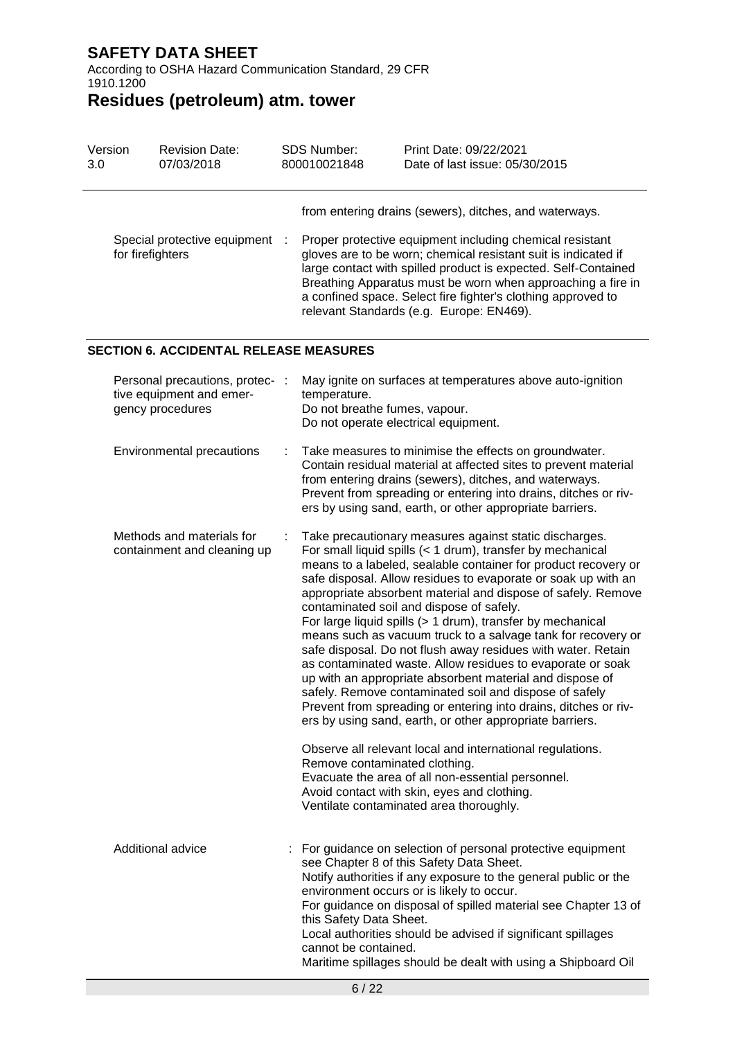from entering drains (sewers), ditches, and waterways.

| | |
|---|---|
| Special protective equipment for firefighters | Proper protective equipment including chemical resistant gloves are to be worn; chemical resistant suit is indicated if large contact with spilled product is expected. Self-Contained Breathing Apparatus must be worn when approaching a fire in a confined space. Select fire fighter's clothing approved to relevant Standards (e.g. Europe: EN469). |

## SECTION 6. ACCIDENTAL RELEASE MEASURES

| | |
|---|---|
| Personal precautions, protective equipment and emergency procedures | May ignite on surfaces at temperatures above auto-ignition temperature.<br>Do not breathe fumes, vapour.<br>Do not operate electrical equipment. |
| Environmental precautions | Take measures to minimise the effects on groundwater.<br>Contain residual material at affected sites to prevent material from entering drains (sewers), ditches, and waterways.<br>Prevent from spreading or entering into drains, ditches or rivers by using sand, earth, or other appropriate barriers. |
| Methods and materials for containment and cleaning up | Take precautionary measures against static discharges.<br>For small liquid spills (< 1 drum), transfer by mechanical means to a labeled, sealable container for product recovery or safe disposal. Allow residues to evaporate or soak up with an appropriate absorbent material and dispose of safely. Remove contaminated soil and dispose of safely.<br>For large liquid spills (> 1 drum), transfer by mechanical means such as vacuum truck to a salvage tank for recovery or safe disposal. Do not flush away residues with water. Retain as contaminated waste. Allow residues to evaporate or soak up with an appropriate absorbent material and dispose of safely. Remove contaminated soil and dispose of safely<br>Prevent from spreading or entering into drains, ditches or rivers by using sand, earth, or other appropriate barriers.<br><br>Observe all relevant local and international regulations.<br>Remove contaminated clothing.<br>Evacuate the area of all non-essential personnel.<br>Avoid contact with skin, eyes and clothing.<br>Ventilate contaminated area thoroughly. |
| Additional advice | For guidance on selection of personal protective equipment see Chapter 8 of this Safety Data Sheet.<br>Notify authorities if any exposure to the general public or the environment occurs or is likely to occur.<br>For guidance on disposal of spilled material see Chapter 13 of this Safety Data Sheet.<br>Local authorities should be advised if significant spillages cannot be contained.<br>Maritime spillages should be dealt with using a Shipboard Oil |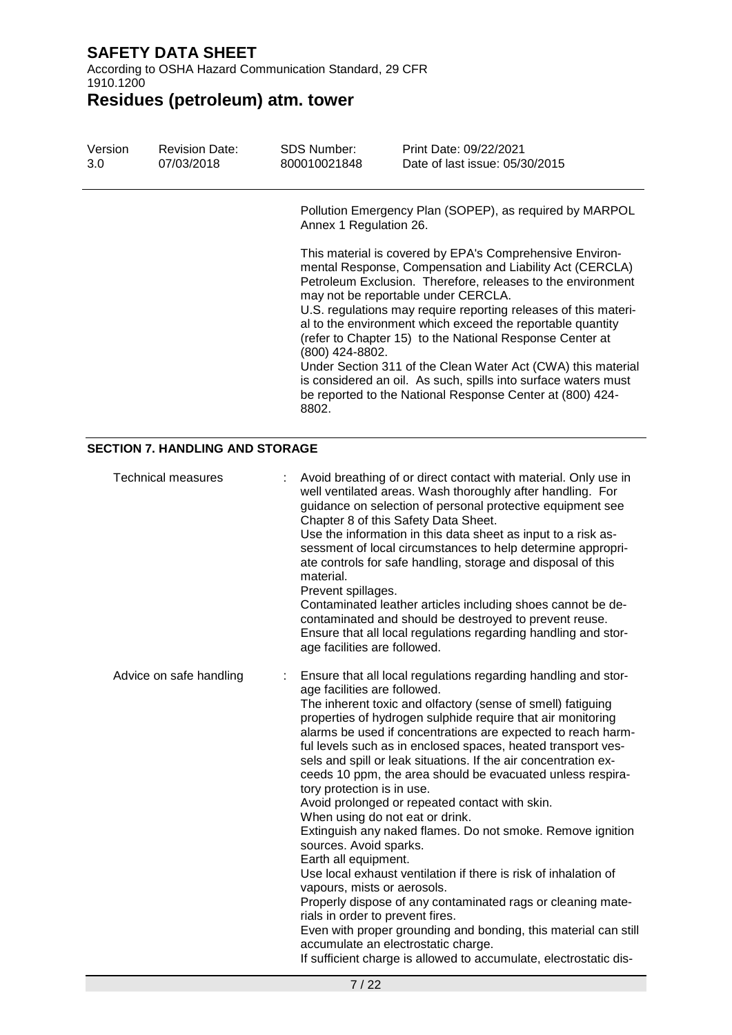Pollution Emergency Plan (SOPEP), as required by MARPOL Annex 1 Regulation 26.

This material is covered by EPA's Comprehensive Environmental Response, Compensation and Liability Act (CERCLA) Petroleum Exclusion. Therefore, releases to the environment may not be reportable under CERCLA.
U.S. regulations may require reporting releases of this material to the environment which exceed the reportable quantity (refer to Chapter 15) to the National Response Center at (800) 424-8802.
Under Section 311 of the Clean Water Act (CWA) this material is considered an oil. As such, spills into surface waters must be reported to the National Response Center at (800) 424-8802.

## SECTION 7. HANDLING AND STORAGE

Technical measures : Avoid breathing of or direct contact with material. Only use in well ventilated areas. Wash thoroughly after handling. For guidance on selection of personal protective equipment see Chapter 8 of this Safety Data Sheet.
Use the information in this data sheet as input to a risk assessment of local circumstances to help determine appropriate controls for safe handling, storage and disposal of this material.
Prevent spillages.
Contaminated leather articles including shoes cannot be decontaminated and should be destroyed to prevent reuse.
Ensure that all local regulations regarding handling and storage facilities are followed.

Advice on safe handling : Ensure that all local regulations regarding handling and storage facilities are followed.
The inherent toxic and olfactory (sense of smell) fatiguing properties of hydrogen sulphide require that air monitoring alarms be used if concentrations are expected to reach harmful levels such as in enclosed spaces, heated transport vessels and spill or leak situations. If the air concentration exceeds 10 ppm, the area should be evacuated unless respiratory protection is in use.
Avoid prolonged or repeated contact with skin.
When using do not eat or drink.
Extinguish any naked flames. Do not smoke. Remove ignition sources. Avoid sparks.
Earth all equipment.
Use local exhaust ventilation if there is risk of inhalation of vapours, mists or aerosols.
Properly dispose of any contaminated rags or cleaning materials in order to prevent fires.
Even with proper grounding and bonding, this material can still accumulate an electrostatic charge.
If sufficient charge is allowed to accumulate, electrostatic dis-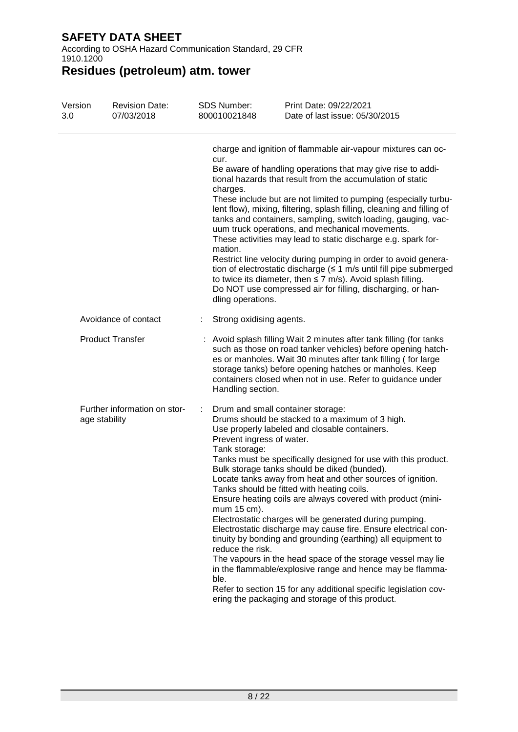charge and ignition of flammable air-vapour mixtures can occur.
Be aware of handling operations that may give rise to additional hazards that result from the accumulation of static charges.
These include but are not limited to pumping (especially turbulent flow), mixing, filtering, splash filling, cleaning and filling of tanks and containers, sampling, switch loading, gauging, vacuum truck operations, and mechanical movements.
These activities may lead to static discharge e.g. spark formation.
Restrict line velocity during pumping in order to avoid generation of electrostatic discharge (≤ 1 m/s until fill pipe submerged to twice its diameter, then ≤ 7 m/s). Avoid splash filling.
Do NOT use compressed air for filling, discharging, or handling operations.

| | |
|---|---|
| Avoidance of contact | : Strong oxidising agents. |
| Product Transfer | : Avoid splash filling Wait 2 minutes after tank filling (for tanks such as those on road tanker vehicles) before opening hatches or manholes. Wait 30 minutes after tank filling ( for large storage tanks) before opening hatches or manholes. Keep containers closed when not in use. Refer to guidance under Handling section. |
| Further information on storage stability | : Drum and small container storage:<br>Drums should be stacked to a maximum of 3 high.<br>Use properly labeled and closable containers.<br>Prevent ingress of water.<br>Tank storage:<br>Tanks must be specifically designed for use with this product.<br>Bulk storage tanks should be diked (bunded).<br>Locate tanks away from heat and other sources of ignition.<br>Tanks should be fitted with heating coils.<br>Ensure heating coils are always covered with product (minimum 15 cm).<br>Electrostatic charges will be generated during pumping.<br>Electrostatic discharge may cause fire. Ensure electrical continuity by bonding and grounding (earthing) all equipment to reduce the risk.<br>The vapours in the head space of the storage vessel may lie in the flammable/explosive range and hence may be flammable.<br>Refer to section 15 for any additional specific legislation covering the packaging and storage of this product. |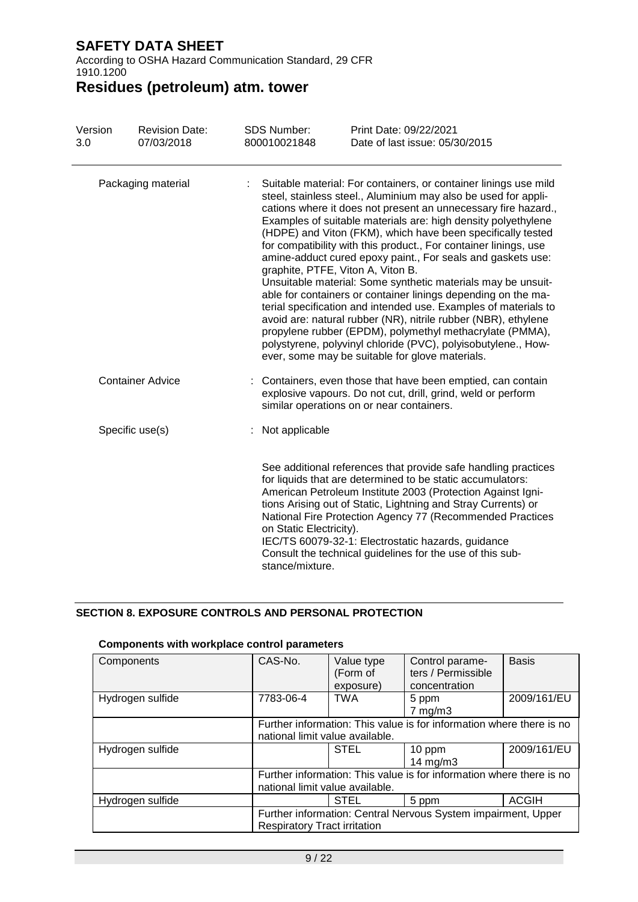| | | |
|---|---|---|
| Packaging material | : | Suitable material: For containers, or container linings use mild steel, stainless steel., Aluminium may also be used for applications where it does not present an unnecessary fire hazard., Examples of suitable materials are: high density polyethylene (HDPE) and Viton (FKM), which have been specifically tested for compatibility with this product., For container linings, use amine-adduct cured epoxy paint., For seals and gaskets use: graphite, PTFE, Viton A, Viton B.<br>Unsuitable material: Some synthetic materials may be unsuitable for containers or container linings depending on the material specification and intended use. Examples of materials to avoid are: natural rubber (NR), nitrile rubber (NBR), ethylene propylene rubber (EPDM), polymethyl methacrylate (PMMA), polystyrene, polyvinyl chloride (PVC), polyisobutylene., However, some may be suitable for glove materials. |
| Container Advice | : | Containers, even those that have been emptied, can contain explosive vapours. Do not cut, drill, grind, weld or perform similar operations on or near containers. |
| Specific use(s) | : | Not applicable |

See additional references that provide safe handling practices for liquids that are determined to be static accumulators: American Petroleum Institute 2003 (Protection Against Ignitions Arising out of Static, Lightning and Stray Currents) or National Fire Protection Agency 77 (Recommended Practices on Static Electricity).
IEC/TS 60079-32-1: Electrostatic hazards, guidance
Consult the technical guidelines for the use of this substance/mixture.

## SECTION 8. EXPOSURE CONTROLS AND PERSONAL PROTECTION

**Components with workplace control parameters**

| Components | CAS-No. | Value type (Form of exposure) | Control parameters / Permissible concentration | Basis |
|---|---|---|---|---|
| Hydrogen sulfide | 7783-06-4 | TWA | 5 ppm<br>7 mg/m3 | 2009/161/EU |
| | Further information: This value is for information where there is no national limit value available. | | | |
| Hydrogen sulfide | | STEL | 10 ppm<br>14 mg/m3 | 2009/161/EU |
| | Further information: This value is for information where there is no national limit value available. | | | |
| Hydrogen sulfide | | STEL | 5 ppm | ACGIH |
| | Further information: Central Nervous System impairment, Upper Respiratory Tract irritation | | | |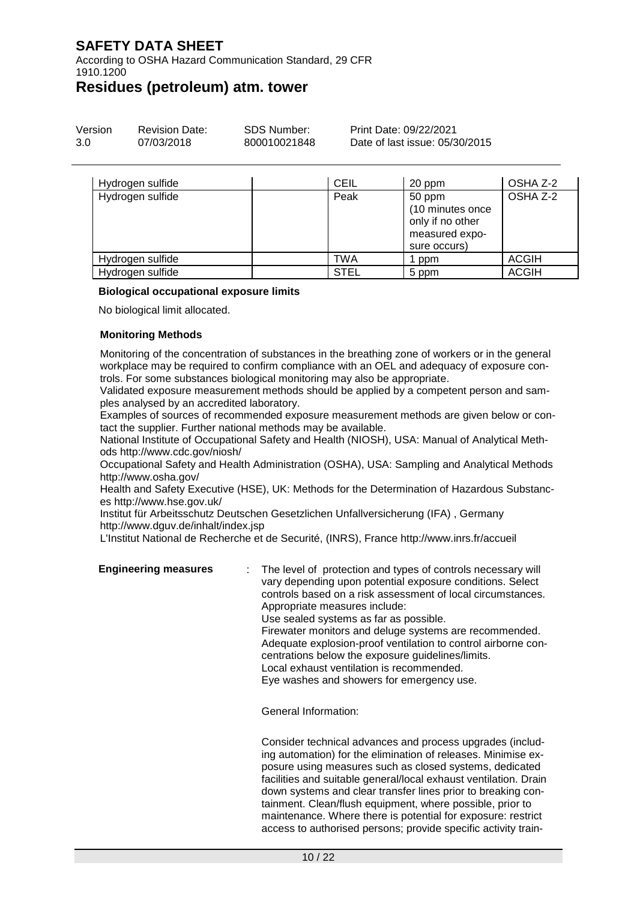| | | | | |
|---|---|---|---|---|
| Hydrogen sulfide | | CEIL | 20 ppm | OSHA Z-2 |
| Hydrogen sulfide | | Peak | 50 ppm (10 minutes once only if no other measured exposure occurs) | OSHA Z-2 |
| Hydrogen sulfide | | TWA | 1 ppm | ACGIH |
| Hydrogen sulfide | | STEL | 5 ppm | ACGIH |

**Biological occupational exposure limits**

No biological limit allocated.

**Monitoring Methods**

Monitoring of the concentration of substances in the breathing zone of workers or in the general workplace may be required to confirm compliance with an OEL and adequacy of exposure controls. For some substances biological monitoring may also be appropriate.
Validated exposure measurement methods should be applied by a competent person and samples analysed by an accredited laboratory.
Examples of sources of recommended exposure measurement methods are given below or contact the supplier. Further national methods may be available.
National Institute of Occupational Safety and Health (NIOSH), USA: Manual of Analytical Methods http://www.cdc.gov/niosh/
Occupational Safety and Health Administration (OSHA), USA: Sampling and Analytical Methods http://www.osha.gov/
Health and Safety Executive (HSE), UK: Methods for the Determination of Hazardous Substances http://www.hse.gov.uk/
Institut für Arbeitsschutz Deutschen Gesetzlichen Unfallversicherung (IFA) , Germany http://www.dguv.de/inhalt/index.jsp
L'Institut National de Recherche et de Securité, (INRS), France http://www.inrs.fr/accueil

**Engineering measures** : The level of protection and types of controls necessary will vary depending upon potential exposure conditions. Select controls based on a risk assessment of local circumstances.
Appropriate measures include:
Use sealed systems as far as possible.
Firewater monitors and deluge systems are recommended.
Adequate explosion-proof ventilation to control airborne concentrations below the exposure guidelines/limits.
Local exhaust ventilation is recommended.
Eye washes and showers for emergency use.

General Information:

Consider technical advances and process upgrades (including automation) for the elimination of releases. Minimise exposure using measures such as closed systems, dedicated facilities and suitable general/local exhaust ventilation. Drain down systems and clear transfer lines prior to breaking containment. Clean/flush equipment, where possible, prior to maintenance. Where there is potential for exposure: restrict access to authorised persons; provide specific activity train-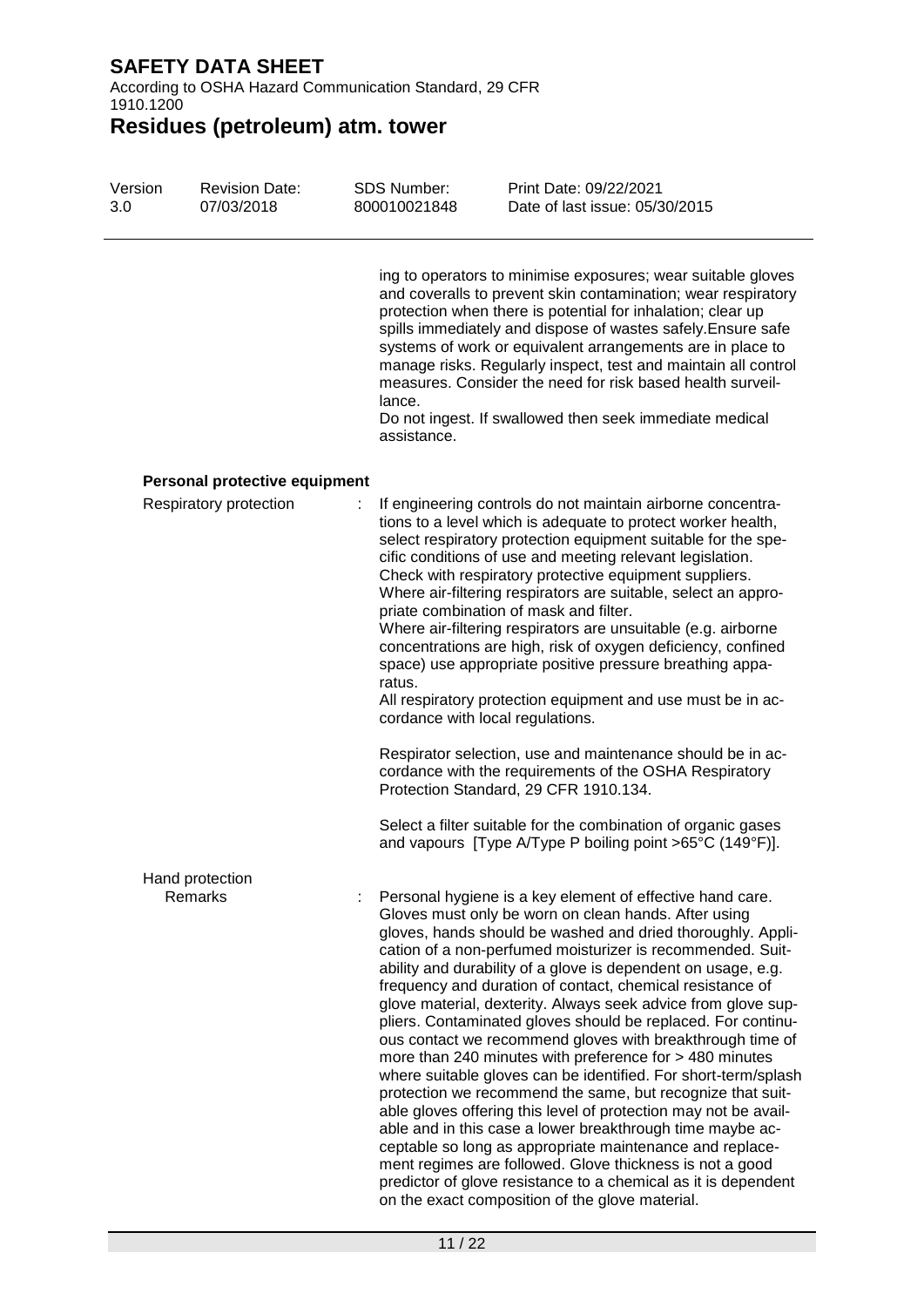ing to operators to minimise exposures; wear suitable gloves and coveralls to prevent skin contamination; wear respiratory protection when there is potential for inhalation; clear up spills immediately and dispose of wastes safely.Ensure safe systems of work or equivalent arrangements are in place to manage risks. Regularly inspect, test and maintain all control measures. Consider the need for risk based health surveillance.

Do not ingest. If swallowed then seek immediate medical assistance.

**Personal protective equipment**

Respiratory protection : If engineering controls do not maintain airborne concentrations to a level which is adequate to protect worker health, select respiratory protection equipment suitable for the specific conditions of use and meeting relevant legislation. Check with respiratory protective equipment suppliers. Where air-filtering respirators are suitable, select an appropriate combination of mask and filter.
Where air-filtering respirators are unsuitable (e.g. airborne concentrations are high, risk of oxygen deficiency, confined space) use appropriate positive pressure breathing apparatus.
All respiratory protection equipment and use must be in accordance with local regulations.

Respirator selection, use and maintenance should be in accordance with the requirements of the OSHA Respiratory Protection Standard, 29 CFR 1910.134.

Select a filter suitable for the combination of organic gases and vapours [Type A/Type P boiling point >65°C (149°F)].

Hand protection

Remarks : Personal hygiene is a key element of effective hand care. Gloves must only be worn on clean hands. After using gloves, hands should be washed and dried thoroughly. Application of a non-perfumed moisturizer is recommended. Suitability and durability of a glove is dependent on usage, e.g. frequency and duration of contact, chemical resistance of glove material, dexterity. Always seek advice from glove suppliers. Contaminated gloves should be replaced. For continuous contact we recommend gloves with breakthrough time of more than 240 minutes with preference for > 480 minutes where suitable gloves can be identified. For short-term/splash protection we recommend the same, but recognize that suitable gloves offering this level of protection may not be available and in this case a lower breakthrough time maybe acceptable so long as appropriate maintenance and replacement regimes are followed. Glove thickness is not a good predictor of glove resistance to a chemical as it is dependent on the exact composition of the glove material.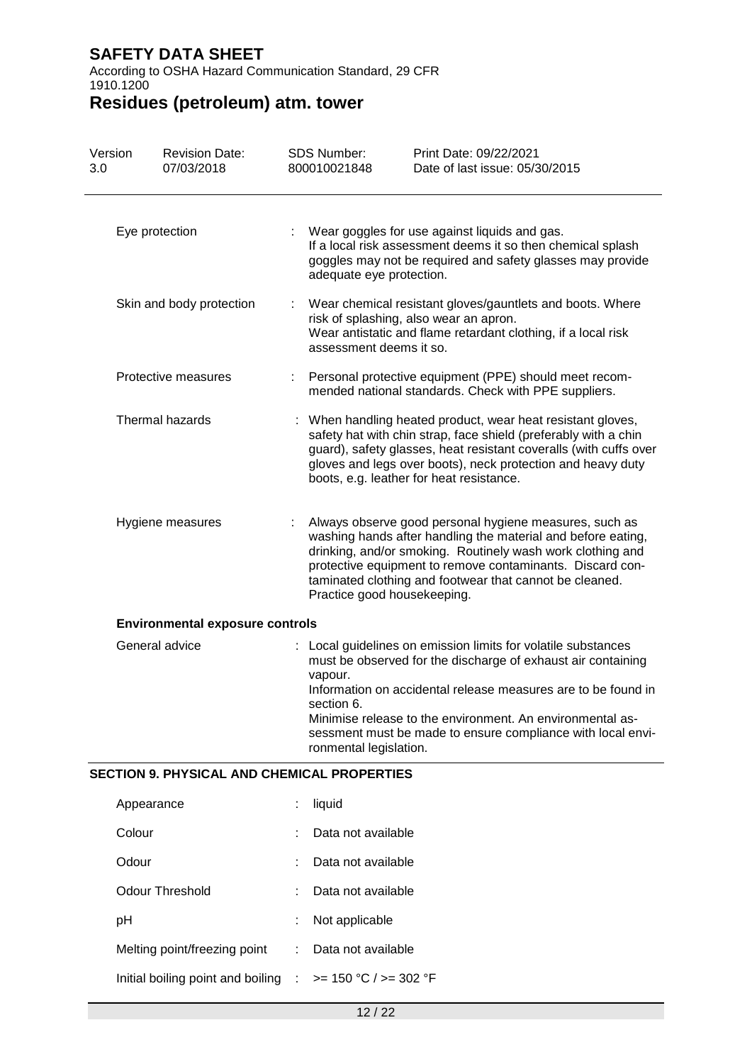| | | |
|---|---|---|
| Eye protection | : | Wear goggles for use against liquids and gas.<br>If a local risk assessment deems it so then chemical splash goggles may not be required and safety glasses may provide adequate eye protection. |
| Skin and body protection | : | Wear chemical resistant gloves/gauntlets and boots. Where risk of splashing, also wear an apron.<br>Wear antistatic and flame retardant clothing, if a local risk assessment deems it so. |
| Protective measures | : | Personal protective equipment (PPE) should meet recommended national standards. Check with PPE suppliers. |
| Thermal hazards | : | When handling heated product, wear heat resistant gloves, safety hat with chin strap, face shield (preferably with a chin guard), safety glasses, heat resistant coveralls (with cuffs over gloves and legs over boots), neck protection and heavy duty boots, e.g. leather for heat resistance. |
| Hygiene measures | : | Always observe good personal hygiene measures, such as washing hands after handling the material and before eating, drinking, and/or smoking. Routinely wash work clothing and protective equipment to remove contaminants. Discard contaminated clothing and footwear that cannot be cleaned. Practice good housekeeping. |

**Environmental exposure controls**

| | | |
|---|---|---|
| General advice | : | Local guidelines on emission limits for volatile substances must be observed for the discharge of exhaust air containing vapour.<br>Information on accidental release measures are to be found in section 6.<br>Minimise release to the environment. An environmental assessment must be made to ensure compliance with local environmental legislation. |

## SECTION 9. PHYSICAL AND CHEMICAL PROPERTIES

| | | |
|---|---|---|
| Appearance | : | liquid |
| Colour | : | Data not available |
| Odour | : | Data not available |
| Odour Threshold | : | Data not available |
| pH | : | Not applicable |
| Melting point/freezing point | : | Data not available |
| Initial boiling point and boiling | : | >= 150 °C / >= 302 °F |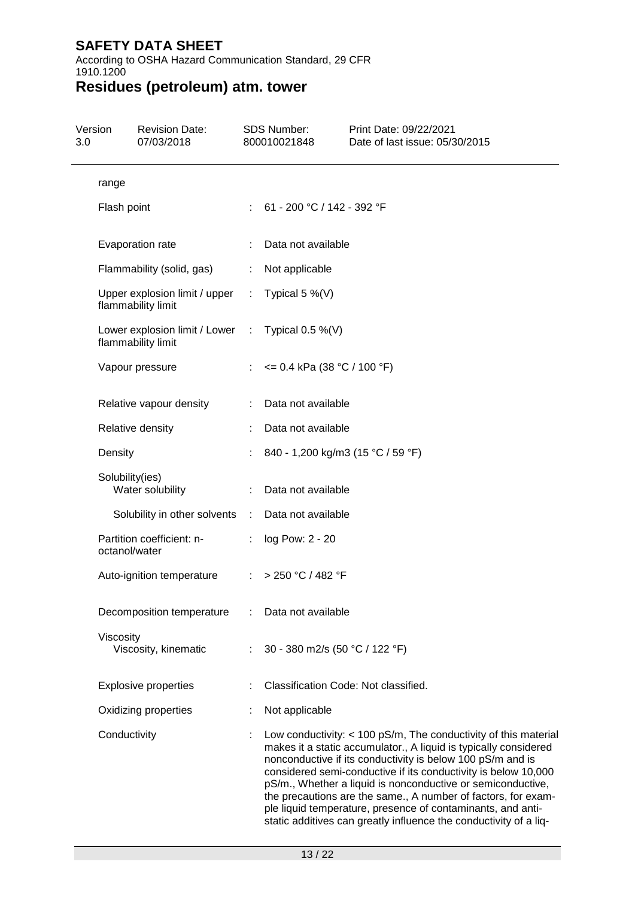| | | |
|---|---|---|
| range | | |
| Flash point | : | 61 - 200 °C / 142 - 392 °F |
| Evaporation rate | : | Data not available |
| Flammability (solid, gas) | : | Not applicable |
| Upper explosion limit / upper flammability limit | : | Typical 5 %(V) |
| Lower explosion limit / Lower flammability limit | : | Typical 0.5 %(V) |
| Vapour pressure | : | <= 0.4 kPa (38 °C / 100 °F) |
| Relative vapour density | : | Data not available |
| Relative density | : | Data not available |
| Density | : | 840 - 1,200 kg/m3 (15 °C / 59 °F) |
| Solubility(ies) | | |
| Water solubility | : | Data not available |
| Solubility in other solvents | : | Data not available |
| Partition coefficient: n-octanol/water | : | log Pow: 2 - 20 |
| Auto-ignition temperature | : | > 250 °C / 482 °F |
| Decomposition temperature | : | Data not available |
| Viscosity | | |
| Viscosity, kinematic | : | 30 - 380 m2/s (50 °C / 122 °F) |
| Explosive properties | : | Classification Code: Not classified. |
| Oxidizing properties | : | Not applicable |
| Conductivity | : | Low conductivity: < 100 pS/m, The conductivity of this material makes it a static accumulator., A liquid is typically considered nonconductive if its conductivity is below 100 pS/m and is considered semi-conductive if its conductivity is below 10,000 pS/m., Whether a liquid is nonconductive or semiconductive, the precautions are the same., A number of factors, for example liquid temperature, presence of contaminants, and anti-static additives can greatly influence the conductivity of a liq- |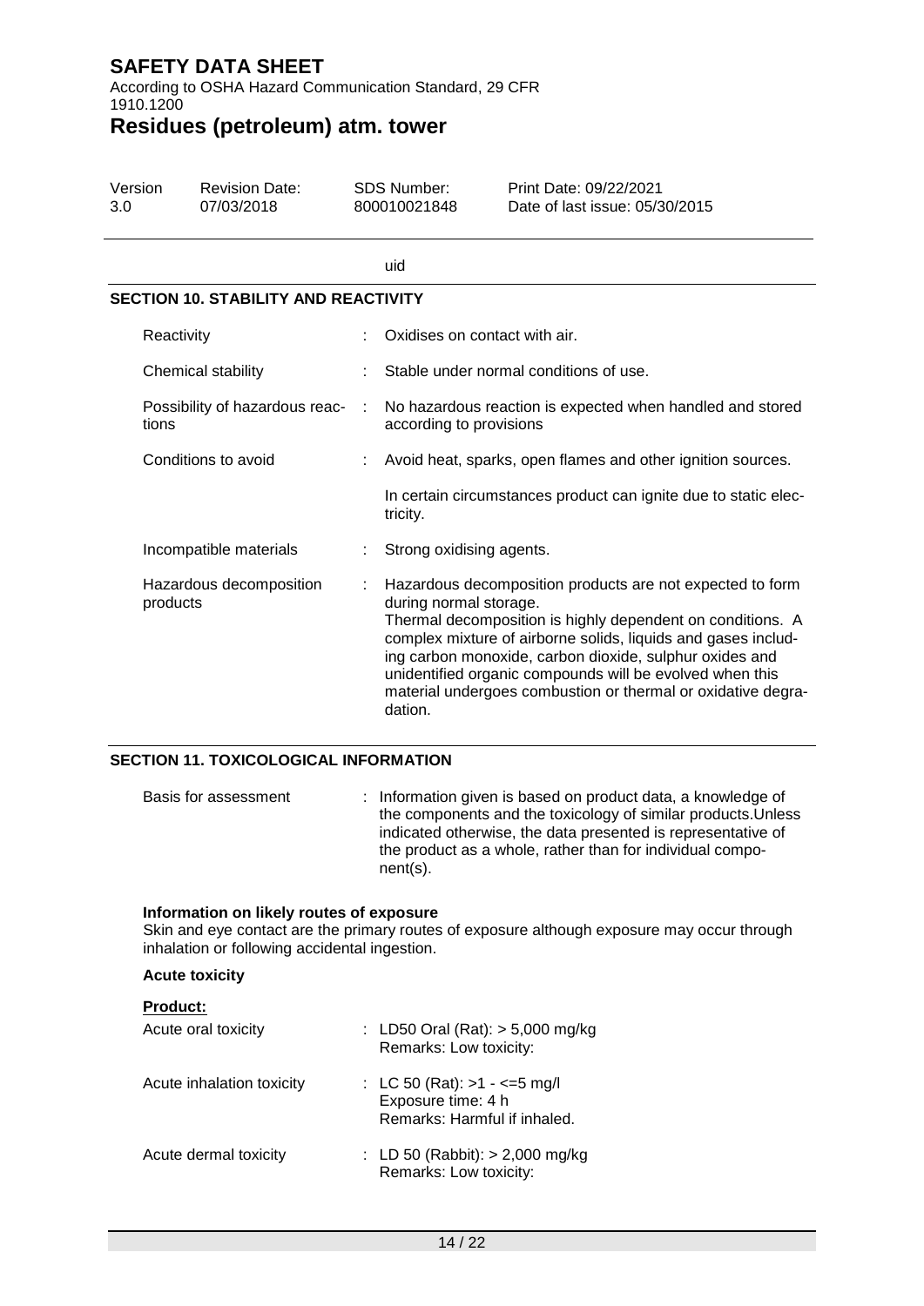uid

## SECTION 10. STABILITY AND REACTIVITY

| | | |
|---|---|---|
| Reactivity | : | Oxidises on contact with air. |
| Chemical stability | : | Stable under normal conditions of use. |
| Possibility of hazardous reactions | : | No hazardous reaction is expected when handled and stored according to provisions |
| Conditions to avoid | : | Avoid heat, sparks, open flames and other ignition sources.<br><br>In certain circumstances product can ignite due to static electricity. |
| Incompatible materials | : | Strong oxidising agents. |
| Hazardous decomposition products | : | Hazardous decomposition products are not expected to form during normal storage.<br>Thermal decomposition is highly dependent on conditions. A complex mixture of airborne solids, liquids and gases including carbon monoxide, carbon dioxide, sulphur oxides and unidentified organic compounds will be evolved when this material undergoes combustion or thermal or oxidative degradation. |

## SECTION 11. TOXICOLOGICAL INFORMATION

| | | |
|---|---|---|
| Basis for assessment | : | Information given is based on product data, a knowledge of the components and the toxicology of similar products.Unless indicated otherwise, the data presented is representative of the product as a whole, rather than for individual component(s). |

**Information on likely routes of exposure**

Skin and eye contact are the primary routes of exposure although exposure may occur through inhalation or following accidental ingestion.

**Acute toxicity**

**Product:**

| | | |
|---|---|---|
| Acute oral toxicity | : | LD50 Oral (Rat): > 5,000 mg/kg<br>Remarks: Low toxicity: |
| Acute inhalation toxicity | : | LC 50 (Rat): >1 - <=5 mg/l<br>Exposure time: 4 h<br>Remarks: Harmful if inhaled. |
| Acute dermal toxicity | : | LD 50 (Rabbit): > 2,000 mg/kg<br>Remarks: Low toxicity: |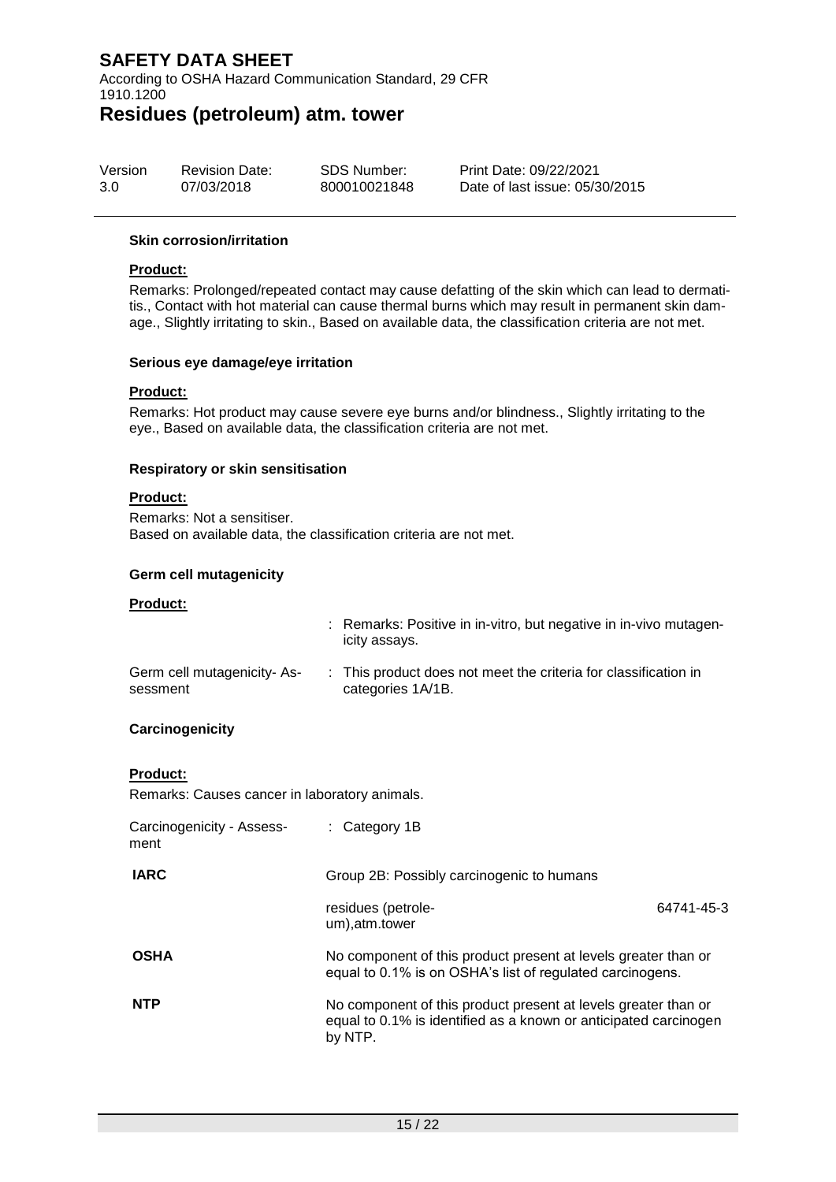#### Skin corrosion/irritation

**Product:**

Remarks: Prolonged/repeated contact may cause defatting of the skin which can lead to dermatitis., Contact with hot material can cause thermal burns which may result in permanent skin damage., Slightly irritating to skin., Based on available data, the classification criteria are not met.

#### Serious eye damage/eye irritation

**Product:**

Remarks: Hot product may cause severe eye burns and/or blindness., Slightly irritating to the eye., Based on available data, the classification criteria are not met.

#### Respiratory or skin sensitisation

**Product:**

Remarks: Not a sensitiser.
Based on available data, the classification criteria are not met.

#### Germ cell mutagenicity

**Product:**

| | |
|---|---|
| | : Remarks: Positive in in-vitro, but negative in in-vivo mutagenicity assays. |
| Germ cell mutagenicity- Assessment | : This product does not meet the criteria for classification in categories 1A/1B. |

#### Carcinogenicity

**Product:**

Remarks: Causes cancer in laboratory animals.

| | | |
|---|---|---|
| Carcinogenicity - Assessment | : Category 1B | |
| **IARC** | Group 2B: Possibly carcinogenic to humans | |
| | residues (petroleum),atm.tower | 64741-45-3 |
| **OSHA** | No component of this product present at levels greater than or equal to 0.1% is on OSHA's list of regulated carcinogens. | |
| **NTP** | No component of this product present at levels greater than or equal to 0.1% is identified as a known or anticipated carcinogen by NTP. | |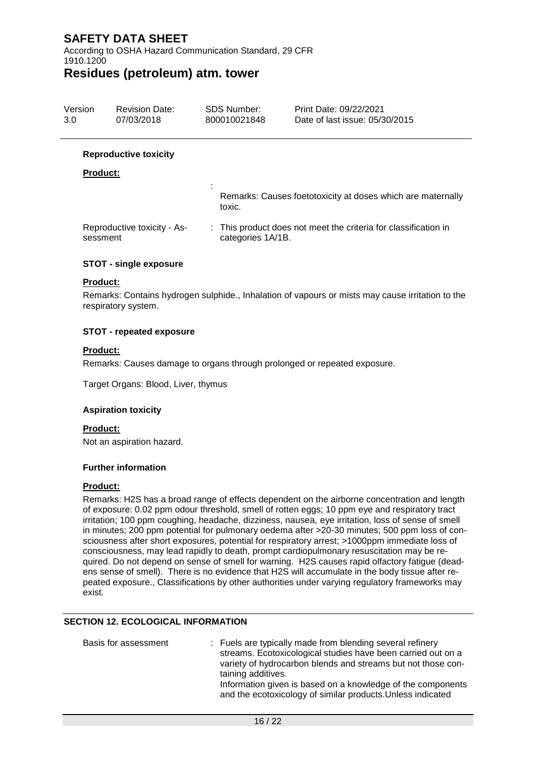#### Reproductive toxicity

**Product:**

| | |
|---|---|
| | : Remarks: Causes foetotoxicity at doses which are maternally toxic. |
| Reproductive toxicity - Assessment | : This product does not meet the criteria for classification in categories 1A/1B. |

#### STOT - single exposure

**Product:**

Remarks: Contains hydrogen sulphide., Inhalation of vapours or mists may cause irritation to the respiratory system.

#### STOT - repeated exposure

**Product:**

Remarks: Causes damage to organs through prolonged or repeated exposure.

Target Organs: Blood, Liver, thymus

#### Aspiration toxicity

**Product:**

Not an aspiration hazard.

#### Further information

**Product:**

Remarks: H2S has a broad range of effects dependent on the airborne concentration and length of exposure: 0.02 ppm odour threshold, smell of rotten eggs; 10 ppm eye and respiratory tract irritation; 100 ppm coughing, headache, dizziness, nausea, eye irritation, loss of sense of smell in minutes; 200 ppm potential for pulmonary oedema after >20-30 minutes; 500 ppm loss of consciousness after short exposures, potential for respiratory arrest; >1000ppm immediate loss of consciousness, may lead rapidly to death, prompt cardiopulmonary resuscitation may be required. Do not depend on sense of smell for warning. H2S causes rapid olfactory fatigue (deadens sense of smell). There is no evidence that H2S will accumulate in the body tissue after repeated exposure., Classifications by other authorities under varying regulatory frameworks may exist.

## SECTION 12. ECOLOGICAL INFORMATION

| | |
|---|---|
| Basis for assessment | : Fuels are typically made from blending several refinery streams. Ecotoxicological studies have been carried out on a variety of hydrocarbon blends and streams but not those containing additives.<br>Information given is based on a knowledge of the components and the ecotoxicology of similar products.Unless indicated |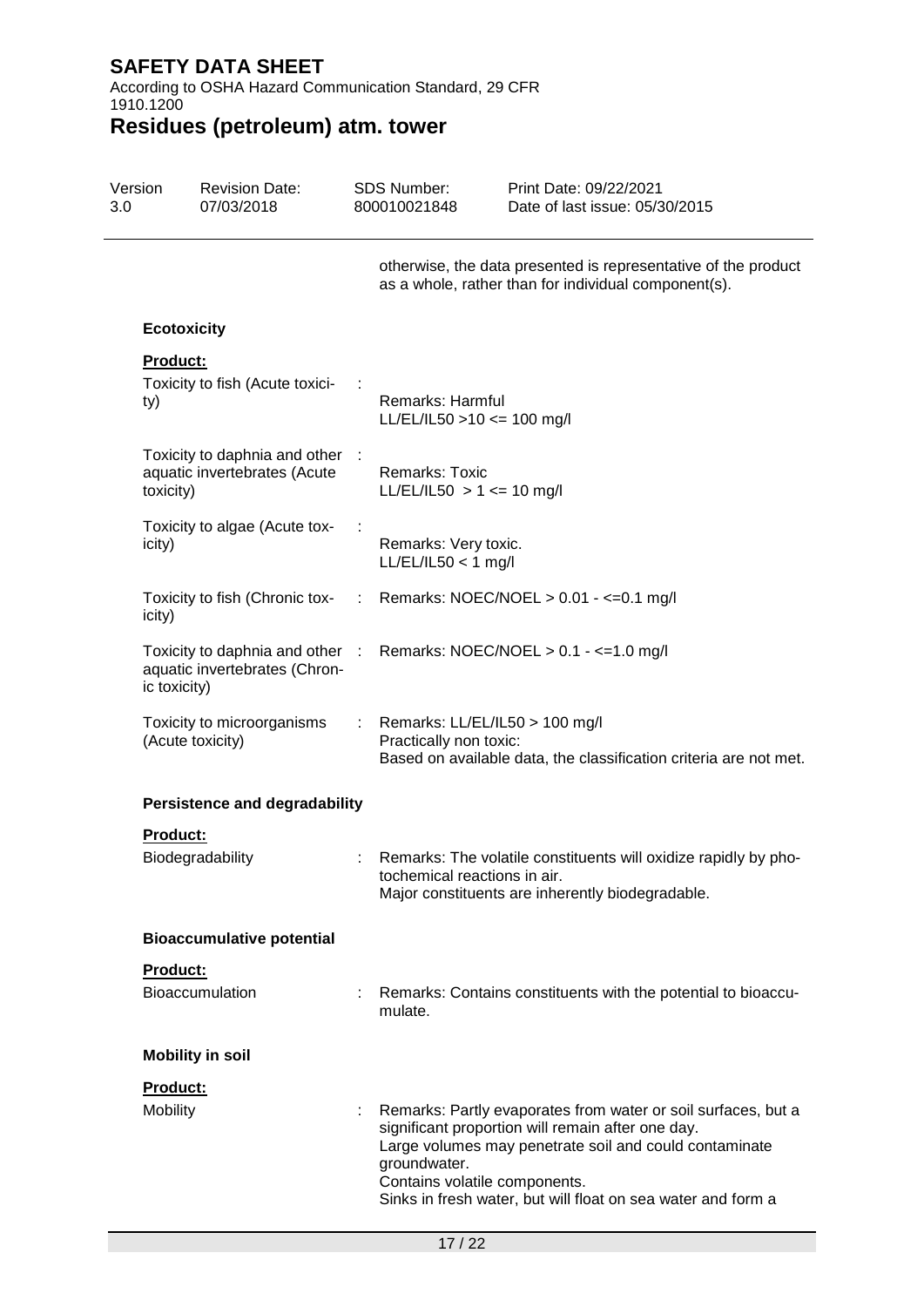otherwise, the data presented is representative of the product as a whole, rather than for individual component(s).

### Ecotoxicity

**Product:**

| | |
|---|---|
| Toxicity to fish (Acute toxicity) | : Remarks: Harmful<br>LL/EL/IL50 >10 <= 100 mg/l |
| Toxicity to daphnia and other aquatic invertebrates (Acute toxicity) | : Remarks: Toxic<br>LL/EL/IL50 > 1 <= 10 mg/l |
| Toxicity to algae (Acute toxicity) | : Remarks: Very toxic.<br>LL/EL/IL50 < 1 mg/l |
| Toxicity to fish (Chronic toxicity) | : Remarks: NOEC/NOEL > 0.01 - <=0.1 mg/l |
| Toxicity to daphnia and other aquatic invertebrates (Chronic toxicity) | : Remarks: NOEC/NOEL > 0.1 - <=1.0 mg/l |
| Toxicity to microorganisms (Acute toxicity) | : Remarks: LL/EL/IL50 > 100 mg/l<br>Practically non toxic:<br>Based on available data, the classification criteria are not met. |

### Persistence and degradability

**Product:**

| | |
|---|---|
| Biodegradability | : Remarks: The volatile constituents will oxidize rapidly by photochemical reactions in air.<br>Major constituents are inherently biodegradable. |

### Bioaccumulative potential

**Product:**

| | |
|---|---|
| Bioaccumulation | : Remarks: Contains constituents with the potential to bioaccumulate. |

### Mobility in soil

**Product:**

| | |
|---|---|
| Mobility | : Remarks: Partly evaporates from water or soil surfaces, but a significant proportion will remain after one day.<br>Large volumes may penetrate soil and could contaminate groundwater.<br>Contains volatile components.<br>Sinks in fresh water, but will float on sea water and form a |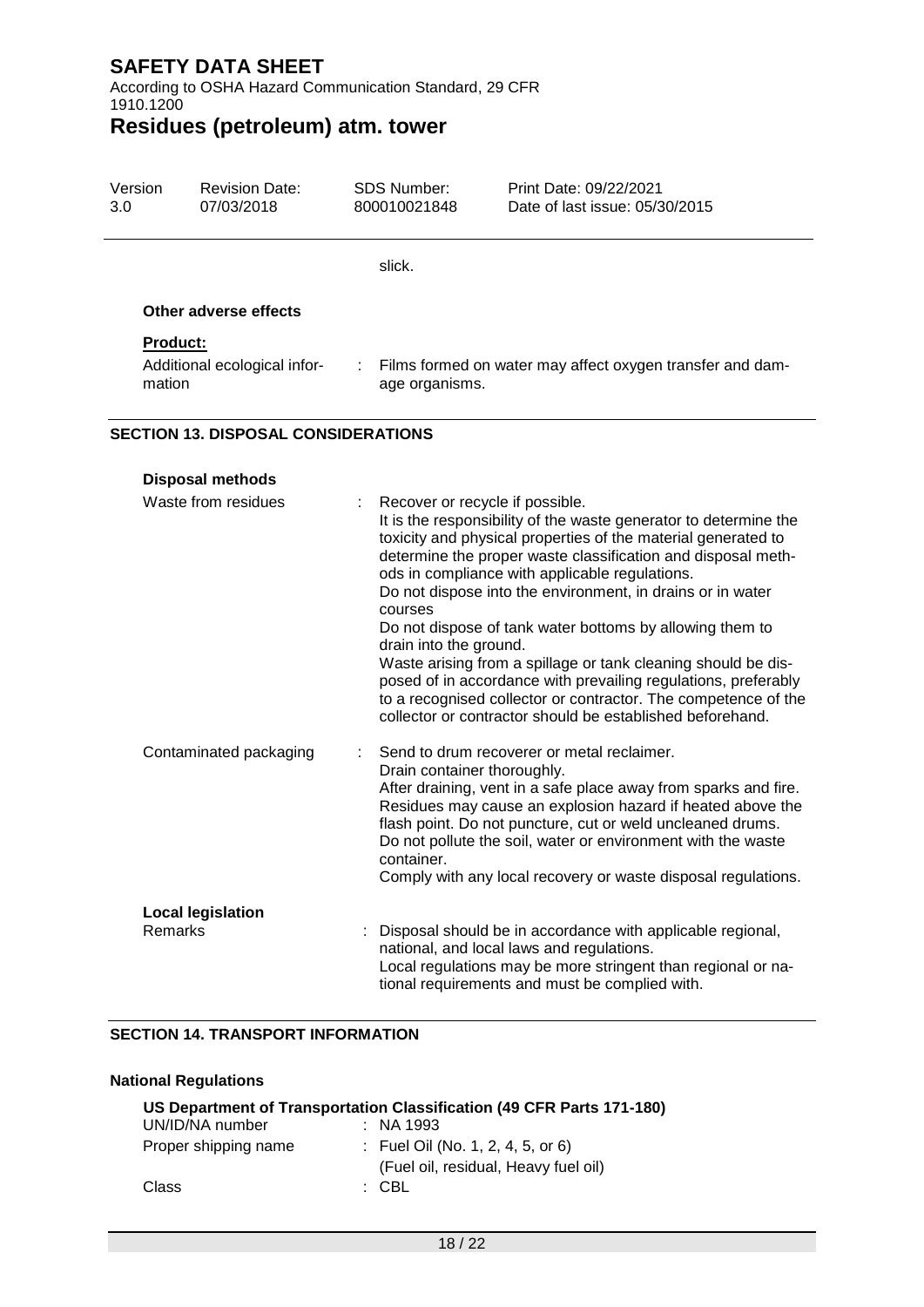slick.

**Other adverse effects**

**Product:**

| | |
|---|---|
| Additional ecological information | : Films formed on water may affect oxygen transfer and damage organisms. |

## SECTION 13. DISPOSAL CONSIDERATIONS

**Disposal methods**

| | |
|---|---|
| Waste from residues | : Recover or recycle if possible. It is the responsibility of the waste generator to determine the toxicity and physical properties of the material generated to determine the proper waste classification and disposal methods in compliance with applicable regulations. Do not dispose into the environment, in drains or in water courses Do not dispose of tank water bottoms by allowing them to drain into the ground. Waste arising from a spillage or tank cleaning should be disposed of in accordance with prevailing regulations, preferably to a recognised collector or contractor. The competence of the collector or contractor should be established beforehand. |
| Contaminated packaging | : Send to drum recoverer or metal reclaimer. Drain container thoroughly. After draining, vent in a safe place away from sparks and fire. Residues may cause an explosion hazard if heated above the flash point. Do not puncture, cut or weld uncleaned drums. Do not pollute the soil, water or environment with the waste container. Comply with any local recovery or waste disposal regulations. |

**Local legislation**

| | |
|---|---|
| Remarks | : Disposal should be in accordance with applicable regional, national, and local laws and regulations. Local regulations may be more stringent than regional or national requirements and must be complied with. |

## SECTION 14. TRANSPORT INFORMATION

**National Regulations**

**US Department of Transportation Classification (49 CFR Parts 171-180)**

| | |
|---|---|
| UN/ID/NA number | : NA 1993 |
| Proper shipping name | : Fuel Oil (No. 1, 2, 4, 5, or 6) (Fuel oil, residual, Heavy fuel oil) |
| Class | : CBL |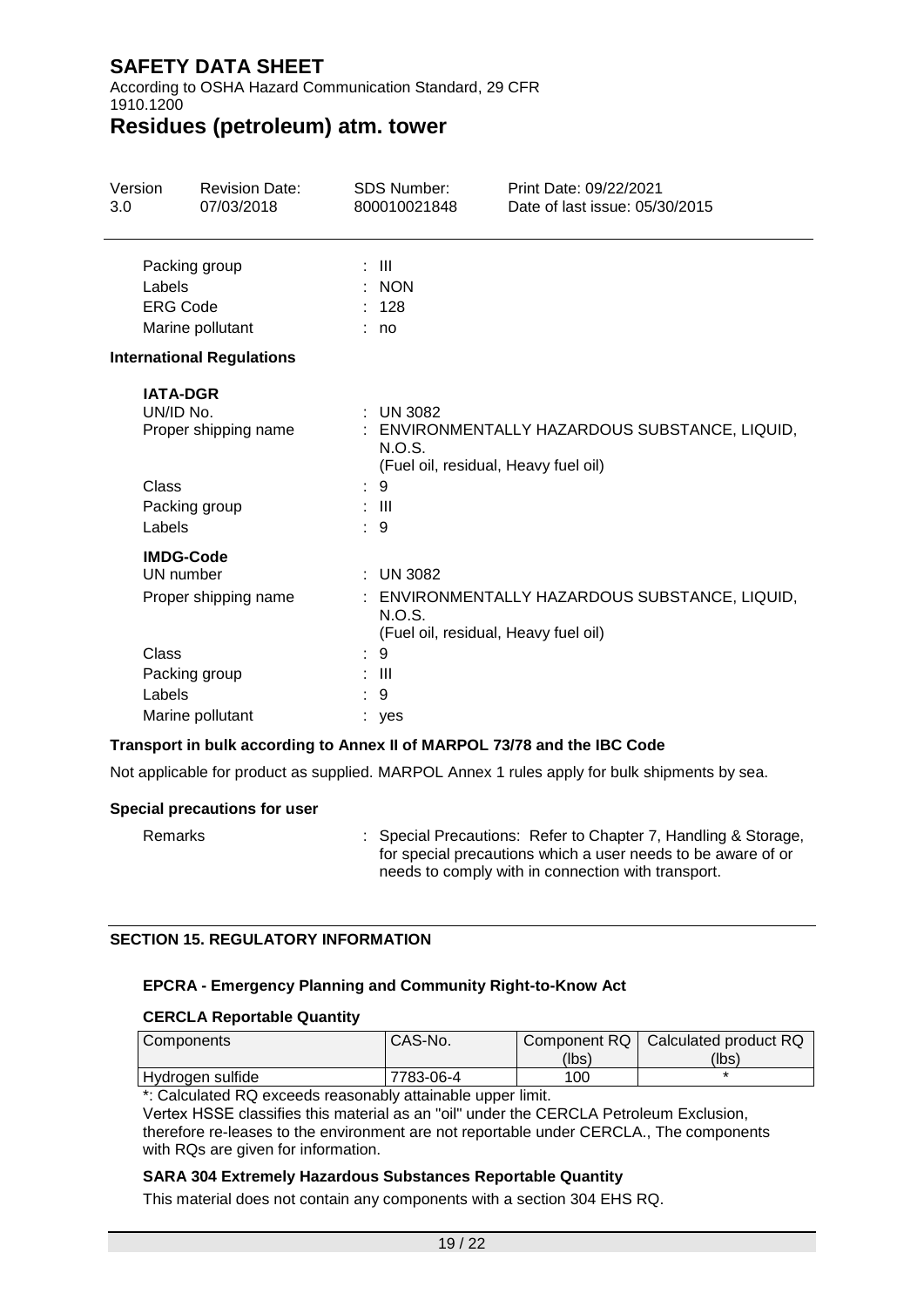| | |
|---|---|
| Packing group | : III |
| Labels | : NON |
| ERG Code | : 128 |
| Marine pollutant | : no |

**International Regulations**

**IATA-DGR**

| | |
|---|---|
| UN/ID No. | : UN 3082 |
| Proper shipping name | : ENVIRONMENTALLY HAZARDOUS SUBSTANCE, LIQUID, N.O.S. (Fuel oil, residual, Heavy fuel oil) |
| Class | : 9 |
| Packing group | : III |
| Labels | : 9 |

**IMDG-Code**

| | |
|---|---|
| UN number | : UN 3082 |
| Proper shipping name | : ENVIRONMENTALLY HAZARDOUS SUBSTANCE, LIQUID, N.O.S. (Fuel oil, residual, Heavy fuel oil) |
| Class | : 9 |
| Packing group | : III |
| Labels | : 9 |
| Marine pollutant | : yes |

**Transport in bulk according to Annex II of MARPOL 73/78 and the IBC Code**

Not applicable for product as supplied. MARPOL Annex 1 rules apply for bulk shipments by sea.

**Special precautions for user**

| | |
|---|---|
| Remarks | : Special Precautions: Refer to Chapter 7, Handling & Storage, for special precautions which a user needs to be aware of or needs to comply with in connection with transport. |

## SECTION 15. REGULATORY INFORMATION

**EPCRA - Emergency Planning and Community Right-to-Know Act**

**CERCLA Reportable Quantity**

| Components | CAS-No. | Component RQ (lbs) | Calculated product RQ (lbs) |
|---|---|---|---|
| Hydrogen sulfide | 7783-06-4 | 100 | * |

*: Calculated RQ exceeds reasonably attainable upper limit.
Vertex HSSE classifies this material as an "oil" under the CERCLA Petroleum Exclusion, therefore re-leases to the environment are not reportable under CERCLA., The components with RQs are given for information.

**SARA 304 Extremely Hazardous Substances Reportable Quantity**

This material does not contain any components with a section 304 EHS RQ.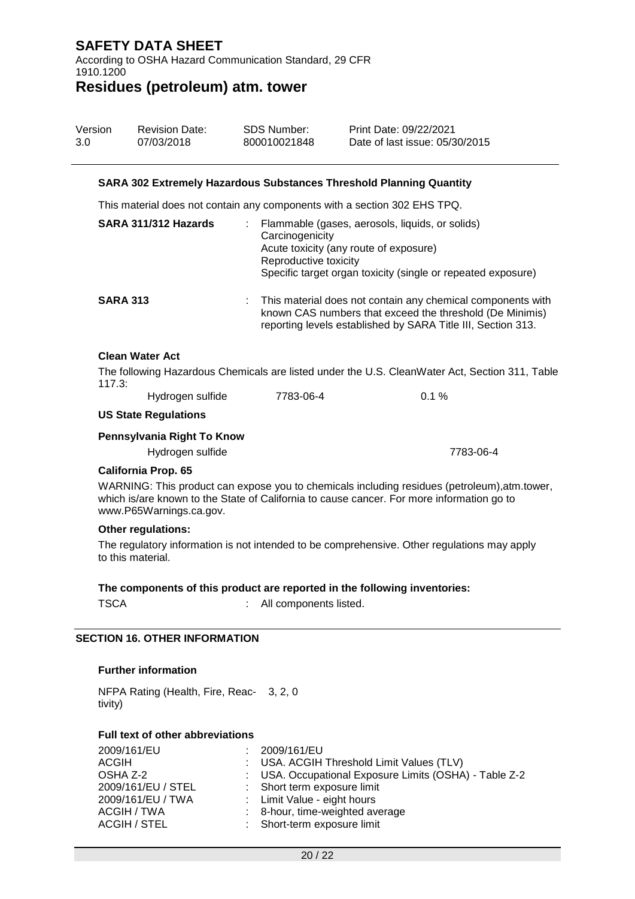#### SARA 302 Extremely Hazardous Substances Threshold Planning Quantity

This material does not contain any components with a section 302 EHS TPQ.

**SARA 311/312 Hazards** : Flammable (gases, aerosols, liquids, or solids)
Carcinogenicity
Acute toxicity (any route of exposure)
Reproductive toxicity
Specific target organ toxicity (single or repeated exposure)

**SARA 313** : This material does not contain any chemical components with known CAS numbers that exceed the threshold (De Minimis) reporting levels established by SARA Title III, Section 313.

#### Clean Water Act

The following Hazardous Chemicals are listed under the U.S. CleanWater Act, Section 311, Table 117.3:

| | | |
|---|---|---|
| Hydrogen sulfide | 7783-06-4 | 0.1 % |

#### US State Regulations

#### Pennsylvania Right To Know

| | |
|---|---|
| Hydrogen sulfide | 7783-06-4 |

#### California Prop. 65

WARNING: This product can expose you to chemicals including residues (petroleum),atm.tower, which is/are known to the State of California to cause cancer. For more information go to www.P65Warnings.ca.gov.

#### Other regulations:

The regulatory information is not intended to be comprehensive. Other regulations may apply to this material.

#### The components of this product are reported in the following inventories:

TSCA : All components listed.

## SECTION 16. OTHER INFORMATION

#### Further information

NFPA Rating (Health, Fire, Reactivity) 3, 2, 0

#### Full text of other abbreviations

| | |
|---|---|
| 2009/161/EU | : 2009/161/EU |
| ACGIH | : USA. ACGIH Threshold Limit Values (TLV) |
| OSHA Z-2 | : USA. Occupational Exposure Limits (OSHA) - Table Z-2 |
| 2009/161/EU / STEL | : Short term exposure limit |
| 2009/161/EU / TWA | : Limit Value - eight hours |
| ACGIH / TWA | : 8-hour, time-weighted average |
| ACGIH / STEL | : Short-term exposure limit |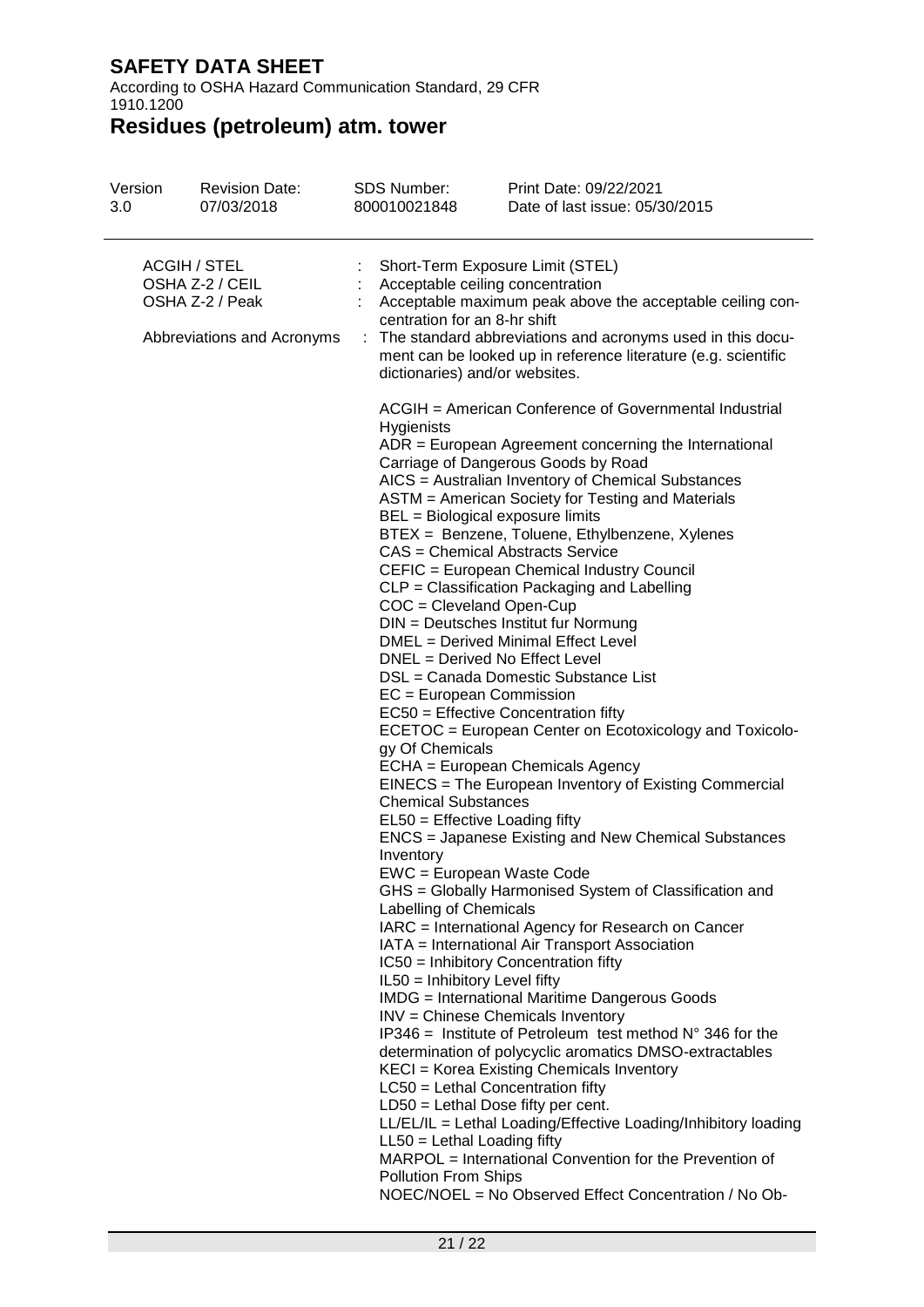| | | |
|---|---|---|
| ACGIH / STEL | : | Short-Term Exposure Limit (STEL) |
| OSHA Z-2 / CEIL | : | Acceptable ceiling concentration |
| OSHA Z-2 / Peak | : | Acceptable maximum peak above the acceptable ceiling concentration for an 8-hr shift |
| Abbreviations and Acronyms | : | The standard abbreviations and acronyms used in this document can be looked up in reference literature (e.g. scientific dictionaries) and/or websites. |

ACGIH = American Conference of Governmental Industrial Hygienists
ADR = European Agreement concerning the International Carriage of Dangerous Goods by Road
AICS = Australian Inventory of Chemical Substances
ASTM = American Society for Testing and Materials
BEL = Biological exposure limits
BTEX = Benzene, Toluene, Ethylbenzene, Xylenes
CAS = Chemical Abstracts Service
CEFIC = European Chemical Industry Council
CLP = Classification Packaging and Labelling
COC = Cleveland Open-Cup
DIN = Deutsches Institut fur Normung
DMEL = Derived Minimal Effect Level
DNEL = Derived No Effect Level
DSL = Canada Domestic Substance List
EC = European Commission
EC50 = Effective Concentration fifty
ECETOC = European Center on Ecotoxicology and Toxicology Of Chemicals
ECHA = European Chemicals Agency
EINECS = The European Inventory of Existing Commercial Chemical Substances
EL50 = Effective Loading fifty
ENCS = Japanese Existing and New Chemical Substances Inventory
EWC = European Waste Code
GHS = Globally Harmonised System of Classification and Labelling of Chemicals
IARC = International Agency for Research on Cancer
IATA = International Air Transport Association
IC50 = Inhibitory Concentration fifty
IL50 = Inhibitory Level fifty
IMDG = International Maritime Dangerous Goods
INV = Chinese Chemicals Inventory
IP346 = Institute of Petroleum test method N° 346 for the determination of polycyclic aromatics DMSO-extractables
KECI = Korea Existing Chemicals Inventory
LC50 = Lethal Concentration fifty
LD50 = Lethal Dose fifty per cent.
LL/EL/IL = Lethal Loading/Effective Loading/Inhibitory loading
LL50 = Lethal Loading fifty
MARPOL = International Convention for the Prevention of Pollution From Ships
NOEC/NOEL = No Observed Effect Concentration / No Ob-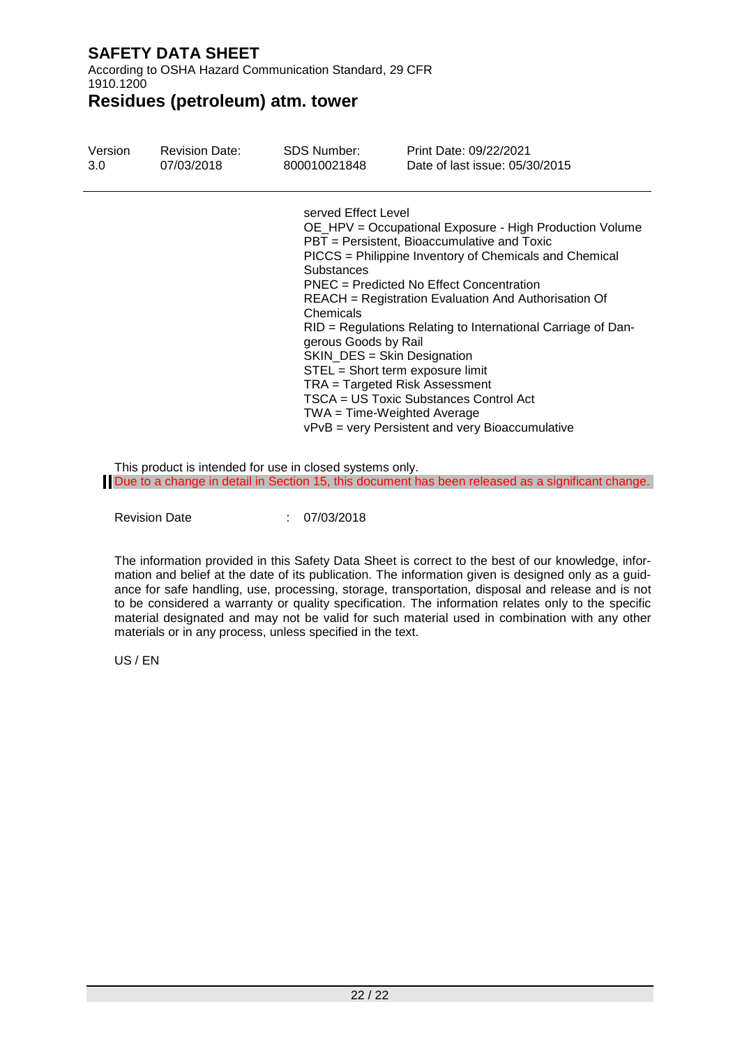served Effect Level
OE_HPV = Occupational Exposure - High Production Volume
PBT = Persistent, Bioaccumulative and Toxic
PICCS = Philippine Inventory of Chemicals and Chemical Substances
PNEC = Predicted No Effect Concentration
REACH = Registration Evaluation And Authorisation Of Chemicals
RID = Regulations Relating to International Carriage of Dangerous Goods by Rail
SKIN_DES = Skin Designation
STEL = Short term exposure limit
TRA = Targeted Risk Assessment
TSCA = US Toxic Substances Control Act
TWA = Time-Weighted Average
vPvB = very Persistent and very Bioaccumulative

This product is intended for use in closed systems only.
Due to a change in detail in Section 15, this document has been released as a significant change.

Revision Date : 07/03/2018

The information provided in this Safety Data Sheet is correct to the best of our knowledge, information and belief at the date of its publication. The information given is designed only as a guidance for safe handling, use, processing, storage, transportation, disposal and release and is not to be considered a warranty or quality specification. The information relates only to the specific material designated and may not be valid for such material used in combination with any other materials or in any process, unless specified in the text.

US / EN